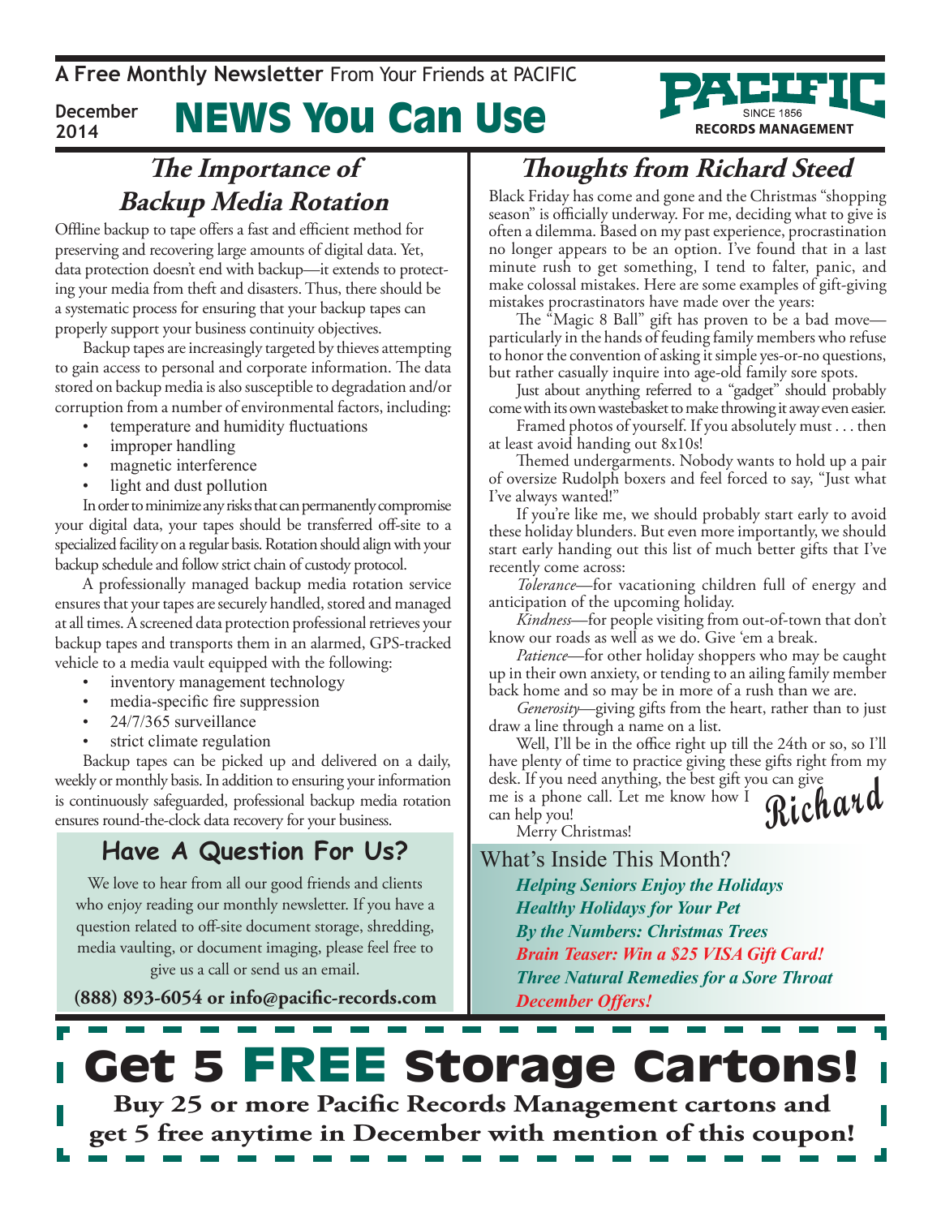A **Free Monthly Newsletter** From Your Friends at PACIFIC

December 2014

# NEWS You Can Use

PACIFIC SINCE 1856 RECORDS MANAGEMENT

## The Importance of Backup Media Rotation

Offline backup to tape offers a fast and efficient method for preserving and recovering large amounts of digital data. Yet, data protection doesn't end with backup—it extends to protecting your media from theft and disasters. Thus, there should be a systematic process for ensuring that your backup tapes can properly support your business continuity objectives.

Backup tapes are increasingly targeted by thieves attempting to gain access to personal and corporate information. The data stored on backup media is also susceptible to degradation and/or corruption from a number of environmental factors, including:

- temperature and humidity fluctuations
- improper handling
- magnetic interference
- light and dust pollution

In order to minimize any risks that can permanently compromise your digital data, your tapes should be transferred off-site to a specialized facility on a regular basis. Rotation should align with your backup schedule and follow strict chain of custody protocol.

A professionally managed backup media rotation service ensures that your tapes are securely handled, stored and managed at all times. A screened data protection professional retrieves your backup tapes and transports them in an alarmed, GPS-tracked vehicle to a media vault equipped with the following:

- inventory management technology
- media-specific fire suppression
- 24/7/365 surveillance
- strict climate regulation

Backup tapes can be picked up and delivered on a daily, weekly or monthly basis. In addition to ensuring your information is continuously safeguarded, professional backup media rotation ensures round-the-clock data recovery for your business.

## Have A Question For Us?

We love to hear from all our good friends and clients who enjoy reading our monthly newsletter. If you have a question related to off-site document storage, shredding, media vaulting, or document imaging, please feel free to give us a call or send us an email.

**(888) 893-6054 or info@pacific-records.com**

## Thoughts from Richard Steed

Black Friday has come and gone and the Christmas "shopping season" is officially underway. For me, deciding what to give is often a dilemma. Based on my past experience, procrastination no longer appears to be an option. I've found that in a last minute rush to get something, I tend to falter, panic, and make colossal mistakes. Here are some examples of gift-giving mistakes procrastinators have made over the years:

The "Magic 8 Ball" gift has proven to be a bad move—particularly in the hands of feuding family members who refuse to honor the convention of asking it simple yes-or-no questions, but rather casually inquire into age-old family sore spots.

Just about anything referred to a "gadget" should probably come with its own wastebasket to make throwing it away even easier.

Framed photos of yourself. If you absolutely must . . . then at least avoid handing out 8x10s!

Themed undergarments. Nobody wants to hold up a pair of oversize Rudolph boxers and feel forced to say, "Just what I've always wanted!"

If you're like me, we should probably start early to avoid these holiday blunders. But even more importantly, we should start early handing out this list of much better gifts that I've recently come across:

*Tolerance*—for vacationing children full of energy and anticipation of the upcoming holiday.

*Kindness*—for people visiting from out-of-town that don't know our roads as well as we do. Give 'em a break.

*Patience*—for other holiday shoppers who may be caught up in their own anxiety, or tending to an ailing family member back home and so may be in more of a rush than we are.

*Generosity*—giving gifts from the heart, rather than to just draw a line through a name on a list.

Well, I'll be in the office right up till the 24th or so, so I'll have plenty of time to practice giving these gifts right from my desk. If you need anything, the best gift you can give me is a phone call. Let me know how I can help you!

Merry Christmas!

Richard

### What's Inside This Month?

- ***Helping Seniors Enjoy the Holidays***
- ***Healthy Holidays for Your Pet***
- ***By the Numbers: Christmas Trees***
- ***Brain Teaser: Win a $25 VISA Gift Card!***
- ***Three Natural Remedies for a Sore Throat***
- ***December Offers!***

# Get 5 FREE Storage Cartons!

**Buy 25 or more Pacific Records Management cartons and get 5 free anytime in December with mention of this coupon!**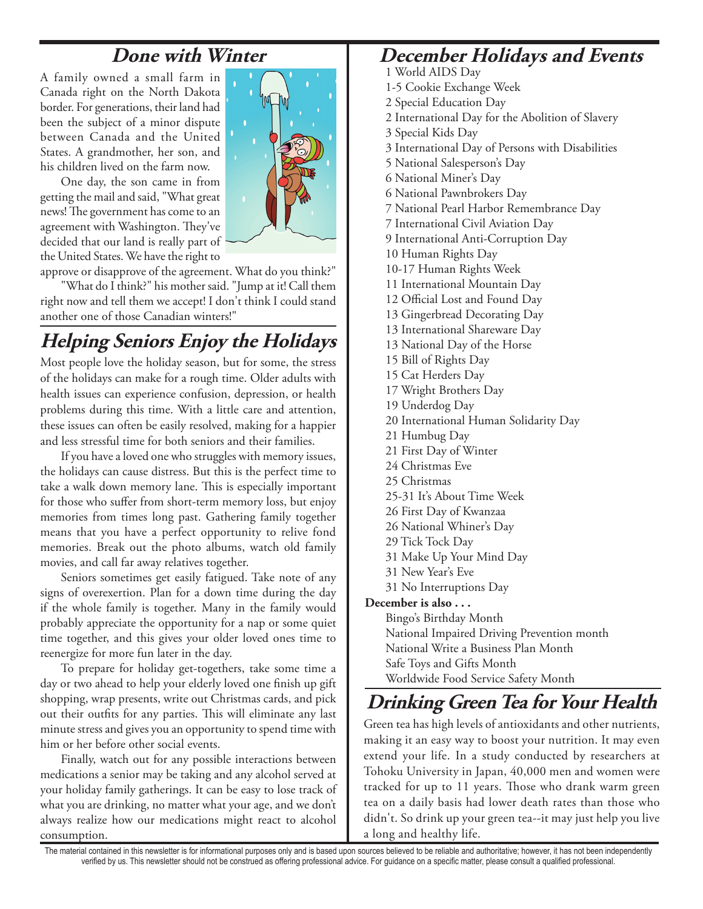## Done with Winter

A family owned a small farm in Canada right on the North Dakota border. For generations, their land had been the subject of a minor dispute between Canada and the United States. A grandmother, her son, and his children lived on the farm now.

One day, the son came in from getting the mail and said, "What great news! The government has come to an agreement with Washington. They've decided that our land is really part of the United States. We have the right to approve or disapprove of the agreement. What do you think?"

"What do I think?" his mother said. "Jump at it! Call them right now and tell them we accept! I don't think I could stand another one of those Canadian winters!"

## Helping Seniors Enjoy the Holidays

Most people love the holiday season, but for some, the stress of the holidays can make for a rough time. Older adults with health issues can experience confusion, depression, or health problems during this time. With a little care and attention, these issues can often be easily resolved, making for a happier and less stressful time for both seniors and their families.

If you have a loved one who struggles with memory issues, the holidays can cause distress. But this is the perfect time to take a walk down memory lane. This is especially important for those who suffer from short-term memory loss, but enjoy memories from times long past. Gathering family together means that you have a perfect opportunity to relive fond memories. Break out the photo albums, watch old family movies, and call far away relatives together.

Seniors sometimes get easily fatigued. Take note of any signs of overexertion. Plan for a down time during the day if the whole family is together. Many in the family would probably appreciate the opportunity for a nap or some quiet time together, and this gives your older loved ones time to reenergize for more fun later in the day.

To prepare for holiday get-togethers, take some time a day or two ahead to help your elderly loved one finish up gift shopping, wrap presents, write out Christmas cards, and pick out their outfits for any parties. This will eliminate any last minute stress and gives you an opportunity to spend time with him or her before other social events.

Finally, watch out for any possible interactions between medications a senior may be taking and any alcohol served at your holiday family gatherings. It can be easy to lose track of what you are drinking, no matter what your age, and we don't always realize how our medications might react to alcohol consumption.

## December Holidays and Events

1 World AIDS Day
1-5 Cookie Exchange Week
2 Special Education Day
2 International Day for the Abolition of Slavery
3 Special Kids Day
3 International Day of Persons with Disabilities
5 National Salesperson's Day
6 National Miner's Day
6 National Pawnbrokers Day
7 National Pearl Harbor Remembrance Day
7 International Civil Aviation Day
9 International Anti-Corruption Day
10 Human Rights Day
10-17 Human Rights Week
11 International Mountain Day
12 Official Lost and Found Day
13 Gingerbread Decorating Day
13 International Shareware Day
13 National Day of the Horse
15 Bill of Rights Day
15 Cat Herders Day
17 Wright Brothers Day
19 Underdog Day
20 International Human Solidarity Day
21 Humbug Day
21 First Day of Winter
24 Christmas Eve
25 Christmas
25-31 It's About Time Week
26 First Day of Kwanzaa
26 National Whiner's Day
29 Tick Tock Day
31 Make Up Your Mind Day
31 New Year's Eve
31 No Interruptions Day

**December is also . . .**

Bingo's Birthday Month
National Impaired Driving Prevention month
National Write a Business Plan Month
Safe Toys and Gifts Month
Worldwide Food Service Safety Month

## Drinking Green Tea for Your Health

Green tea has high levels of antioxidants and other nutrients, making it an easy way to boost your nutrition. It may even extend your life. In a study conducted by researchers at Tohoku University in Japan, 40,000 men and women were tracked for up to 11 years. Those who drank warm green tea on a daily basis had lower death rates than those who didn't. So drink up your green tea--it may just help you live a long and healthy life.

The material contained in this newsletter is for informational purposes only and is based upon sources believed to be reliable and authoritative; however, it has not been independently verified by us. This newsletter should not be construed as offering professional advice. For guidance on a specific matter, please consult a qualified professional.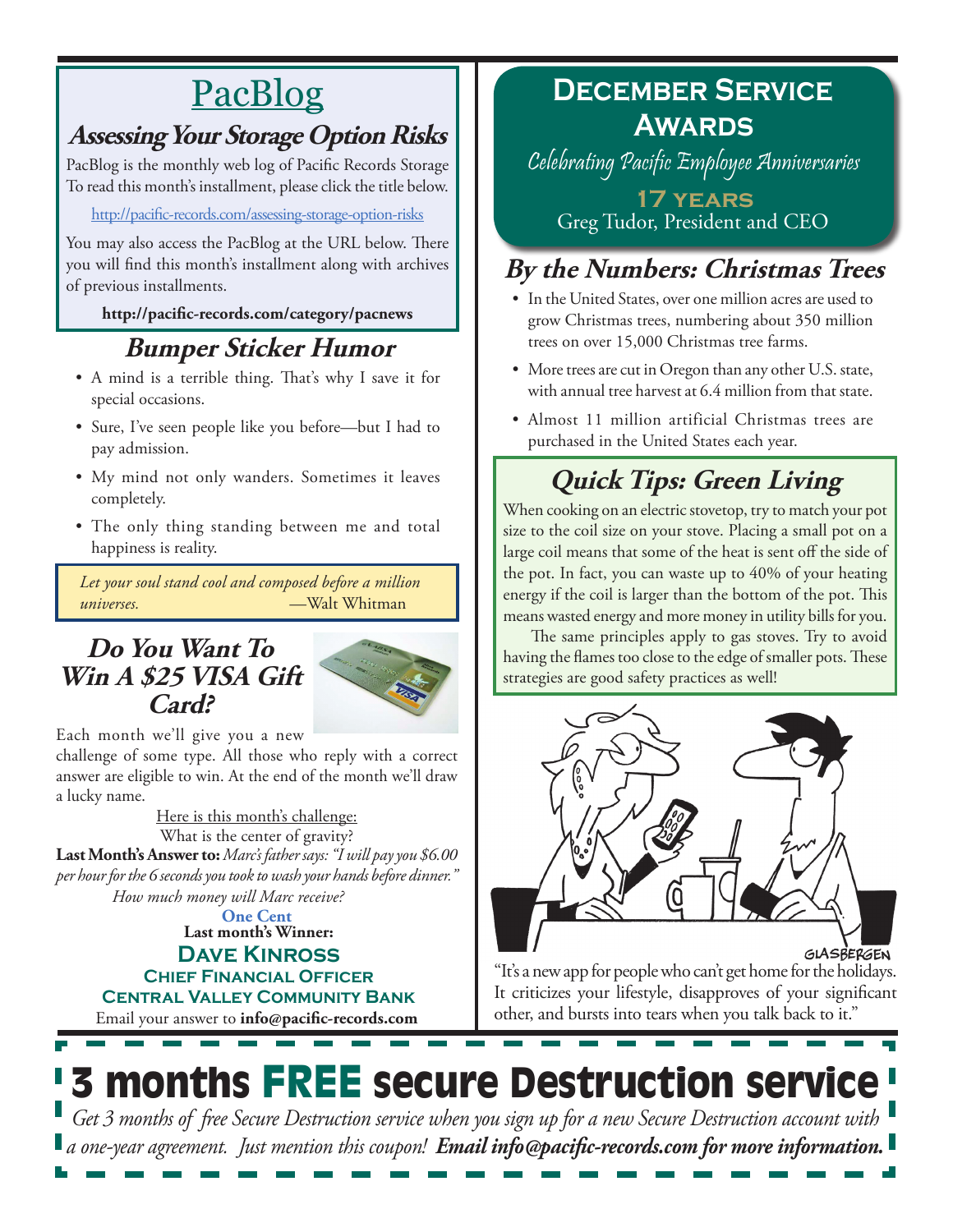# PacBlog

## Assessing Your Storage Option Risks

PacBlog is the monthly web log of Pacific Records Storage To read this month's installment, please click the title below.

http://pacific-records.com/assessing-storage-option-risks

You may also access the PacBlog at the URL below. There you will find this month's installment along with archives of previous installments.

**http://pacific-records.com/category/pacnews**

## Bumper Sticker Humor

- A mind is a terrible thing. That's why I save it for special occasions.
- Sure, I've seen people like you before—but I had to pay admission.
- My mind not only wanders. Sometimes it leaves completely.
- The only thing standing between me and total happiness is reality.

*Let your soul stand cool and composed before a million universes.* —Walt Whitman

## Do You Want To Win A $25 VISA Gift Card?

Each month we'll give you a new challenge of some type. All those who reply with a correct answer are eligible to win. At the end of the month we'll draw a lucky name.

Here is this month's challenge:
What is the center of gravity?

**Last Month's Answer to:** *Marc's father says: "I will pay you $6.00 per hour for the 6 seconds you took to wash your hands before dinner." How much money will Marc receive?*

**One Cent**

**Last month's Winner:**

**Dave Kinross**
**Chief Financial Officer**
**Central Valley Community Bank**

Email your answer to **info@pacific-records.com**

# December Service Awards

*Celebrating Pacific Employee Anniversaries*

**17 years**
Greg Tudor, President and CEO

## By the Numbers: Christmas Trees

- In the United States, over one million acres are used to grow Christmas trees, numbering about 350 million trees on over 15,000 Christmas tree farms.
- More trees are cut in Oregon than any other U.S. state, with annual tree harvest at 6.4 million from that state.
- Almost 11 million artificial Christmas trees are purchased in the United States each year.

## Quick Tips: Green Living

When cooking on an electric stovetop, try to match your pot size to the coil size on your stove. Placing a small pot on a large coil means that some of the heat is sent off the side of the pot. In fact, you can waste up to 40% of your heating energy if the coil is larger than the bottom of the pot. This means wasted energy and more money in utility bills for you.

The same principles apply to gas stoves. Try to avoid having the flames too close to the edge of smaller pots. These strategies are good safety practices as well!

"It's a new app for people who can't get home for the holidays. It criticizes your lifestyle, disapproves of your significant other, and bursts into tears when you talk back to it."

# 3 months FREE secure Destruction service

*Get 3 months of free Secure Destruction service when you sign up for a new Secure Destruction account with a one-year agreement. Just mention this coupon!* ***Email info@pacific-records.com for more information.***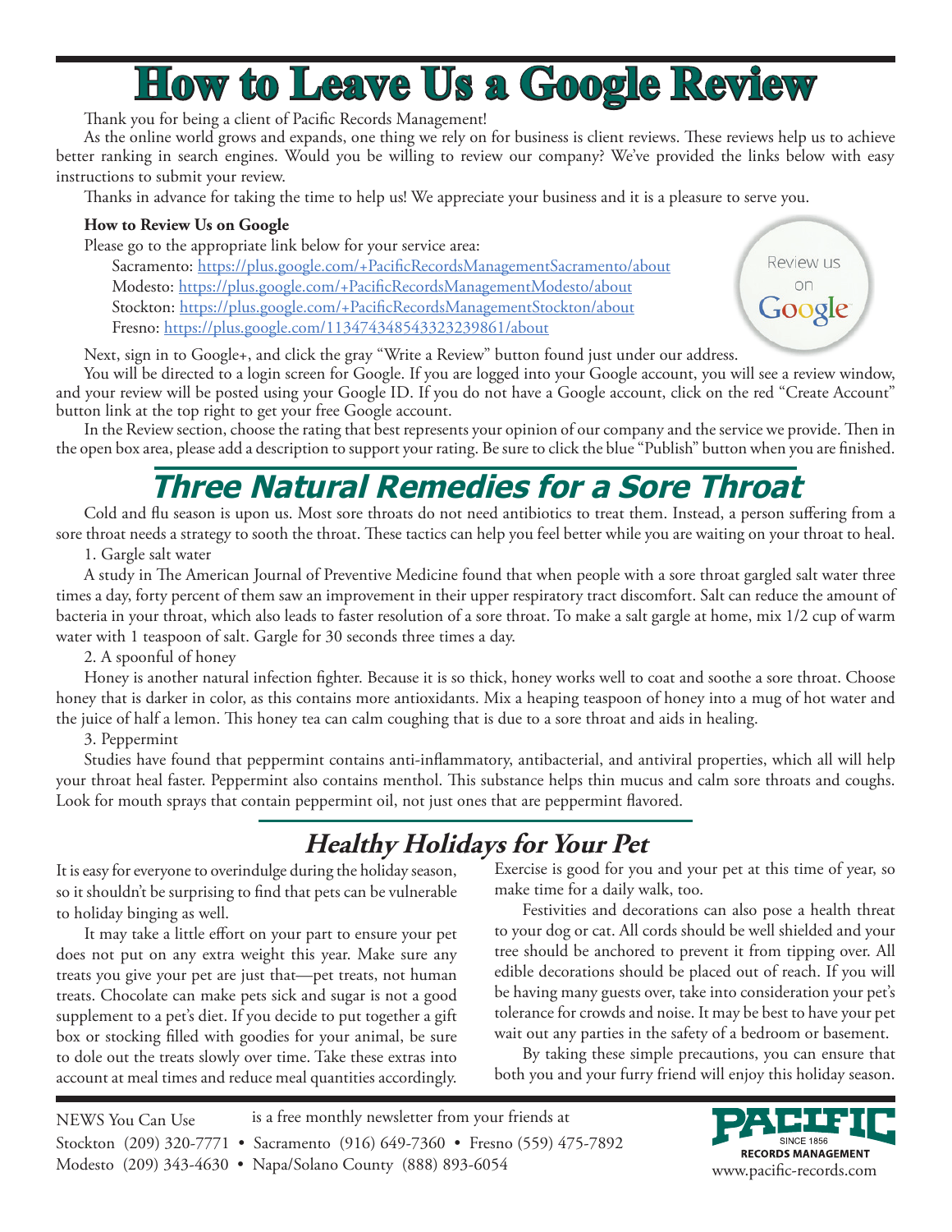# How to Leave Us a Google Review

Thank you for being a client of Pacific Records Management!

As the online world grows and expands, one thing we rely on for business is client reviews. These reviews help us to achieve better ranking in search engines. Would you be willing to review our company? We've provided the links below with easy instructions to submit your review.

Thanks in advance for taking the time to help us! We appreciate your business and it is a pleasure to serve you.

**How to Review Us on Google**

Please go to the appropriate link below for your service area:

Sacramento: https://plus.google.com/+PacificRecordsManagementSacramento/about
Modesto: https://plus.google.com/+PacificRecordsManagementModesto/about
Stockton: https://plus.google.com/+PacificRecordsManagementStockton/about
Fresno: https://plus.google.com/113474348543323239861/about

Review us on Google

Next, sign in to Google+, and click the gray "Write a Review" button found just under our address.

You will be directed to a login screen for Google. If you are logged into your Google account, you will see a review window, and your review will be posted using your Google ID. If you do not have a Google account, click on the red "Create Account" button link at the top right to get your free Google account.

In the Review section, choose the rating that best represents your opinion of our company and the service we provide. Then in the open box area, please add a description to support your rating. Be sure to click the blue "Publish" button when you are finished.

# *Three Natural Remedies for a Sore Throat*

Cold and flu season is upon us. Most sore throats do not need antibiotics to treat them. Instead, a person suffering from a sore throat needs a strategy to sooth the throat. These tactics can help you feel better while you are waiting on your throat to heal.

1. Gargle salt water

A study in The American Journal of Preventive Medicine found that when people with a sore throat gargled salt water three times a day, forty percent of them saw an improvement in their upper respiratory tract discomfort. Salt can reduce the amount of bacteria in your throat, which also leads to faster resolution of a sore throat. To make a salt gargle at home, mix 1/2 cup of warm water with 1 teaspoon of salt. Gargle for 30 seconds three times a day.

2. A spoonful of honey

Honey is another natural infection fighter. Because it is so thick, honey works well to coat and soothe a sore throat. Choose honey that is darker in color, as this contains more antioxidants. Mix a heaping teaspoon of honey into a mug of hot water and the juice of half a lemon. This honey tea can calm coughing that is due to a sore throat and aids in healing.

3. Peppermint

Studies have found that peppermint contains anti-inflammatory, antibacterial, and antiviral properties, which all will help your throat heal faster. Peppermint also contains menthol. This substance helps thin mucus and calm sore throats and coughs. Look for mouth sprays that contain peppermint oil, not just ones that are peppermint flavored.

## *Healthy Holidays for Your Pet*

It is easy for everyone to overindulge during the holiday season, so it shouldn't be surprising to find that pets can be vulnerable to holiday binging as well.

It may take a little effort on your part to ensure your pet does not put on any extra weight this year. Make sure any treats you give your pet are just that—pet treats, not human treats. Chocolate can make pets sick and sugar is not a good supplement to a pet's diet. If you decide to put together a gift box or stocking filled with goodies for your animal, be sure to dole out the treats slowly over time. Take these extras into account at meal times and reduce meal quantities accordingly. Exercise is good for you and your pet at this time of year, so make time for a daily walk, too.

Festivities and decorations can also pose a health threat to your dog or cat. All cords should be well shielded and your tree should be anchored to prevent it from tipping over. All edible decorations should be placed out of reach. If you will be having many guests over, take into consideration your pet's tolerance for crowds and noise. It may be best to have your pet wait out any parties in the safety of a bedroom or basement.

By taking these simple precautions, you can ensure that both you and your furry friend will enjoy this holiday season.

NEWS You Can Use is a free monthly newsletter from your friends at
Stockton (209) 320-7771 • Sacramento (916) 649-7360 • Fresno (559) 475-7892
Modesto (209) 343-4630 • Napa/Solano County (888) 893-6054

PACIFIC SINCE 1856 RECORDS MANAGEMENT
www.pacific-records.com